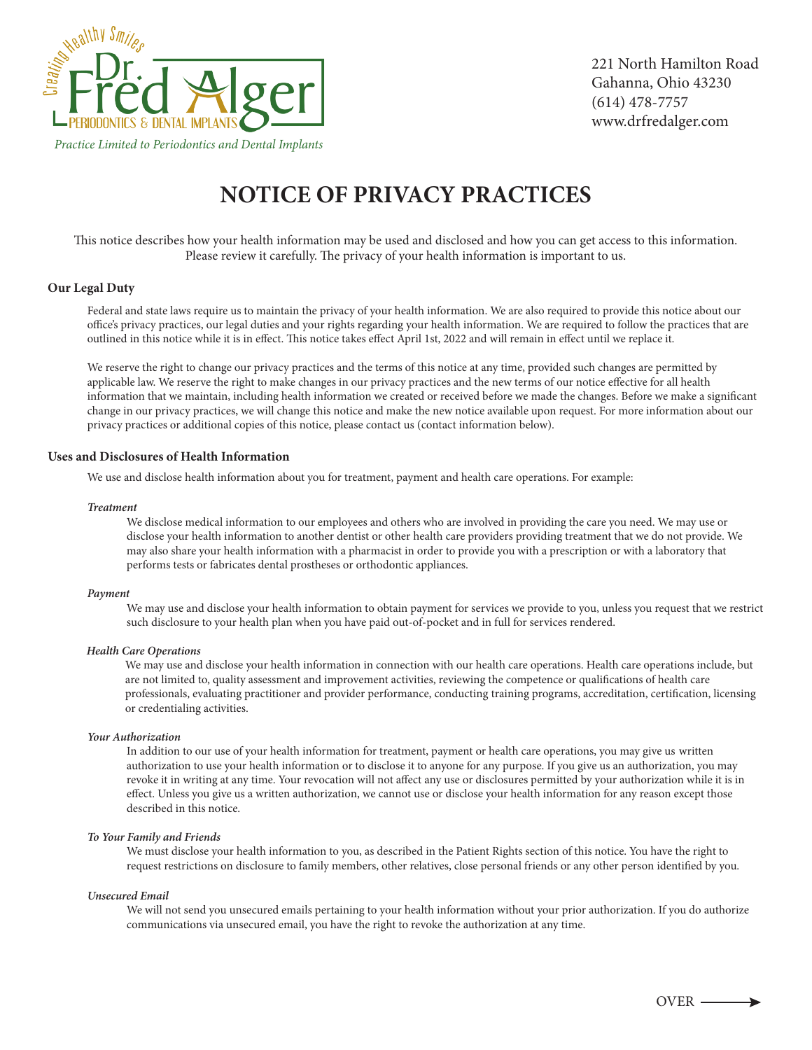Creating Healthy Smiles

**Dr. Fred Alger**
PERIODONTICS & DENTAL IMPLANTS

*Practice Limited to Periodontics and Dental Implants*

221 North Hamilton Road
Gahanna, Ohio 43230
(614) 478-7757
www.drfredalger.com

# NOTICE OF PRIVACY PRACTICES

This notice describes how your health information may be used and disclosed and how you can get access to this information. Please review it carefully. The privacy of your health information is important to us.

## Our Legal Duty

Federal and state laws require us to maintain the privacy of your health information. We are also required to provide this notice about our office's privacy practices, our legal duties and your rights regarding your health information. We are required to follow the practices that are outlined in this notice while it is in effect. This notice takes effect April 1st, 2022 and will remain in effect until we replace it.

We reserve the right to change our privacy practices and the terms of this notice at any time, provided such changes are permitted by applicable law. We reserve the right to make changes in our privacy practices and the new terms of our notice effective for all health information that we maintain, including health information we created or received before we made the changes. Before we make a significant change in our privacy practices, we will change this notice and make the new notice available upon request. For more information about our privacy practices or additional copies of this notice, please contact us (contact information below).

## Uses and Disclosures of Health Information

We use and disclose health information about you for treatment, payment and health care operations. For example:

### *Treatment*

We disclose medical information to our employees and others who are involved in providing the care you need. We may use or disclose your health information to another dentist or other health care providers providing treatment that we do not provide. We may also share your health information with a pharmacist in order to provide you with a prescription or with a laboratory that performs tests or fabricates dental prostheses or orthodontic appliances.

### *Payment*

We may use and disclose your health information to obtain payment for services we provide to you, unless you request that we restrict such disclosure to your health plan when you have paid out-of-pocket and in full for services rendered.

### *Health Care Operations*

We may use and disclose your health information in connection with our health care operations. Health care operations include, but are not limited to, quality assessment and improvement activities, reviewing the competence or qualifications of health care professionals, evaluating practitioner and provider performance, conducting training programs, accreditation, certification, licensing or credentialing activities.

### *Your Authorization*

In addition to our use of your health information for treatment, payment or health care operations, you may give us written authorization to use your health information or to disclose it to anyone for any purpose. If you give us an authorization, you may revoke it in writing at any time. Your revocation will not affect any use or disclosures permitted by your authorization while it is in effect. Unless you give us a written authorization, we cannot use or disclose your health information for any reason except those described in this notice.

### *To Your Family and Friends*

We must disclose your health information to you, as described in the Patient Rights section of this notice. You have the right to request restrictions on disclosure to family members, other relatives, close personal friends or any other person identified by you.

### *Unsecured Email*

We will not send you unsecured emails pertaining to your health information without your prior authorization. If you do authorize communications via unsecured email, you have the right to revoke the authorization at any time.

OVER →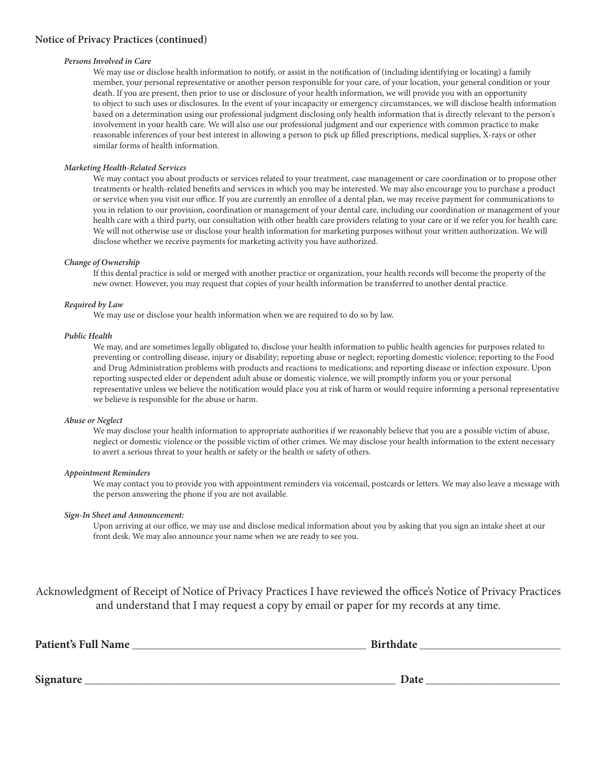## Notice of Privacy Practices (continued)

***Persons Involved in Care***

We may use or disclose health information to notify, or assist in the notification of (including identifying or locating) a family member, your personal representative or another person responsible for your care, of your location, your general condition or your death. If you are present, then prior to use or disclosure of your health information, we will provide you with an opportunity to object to such uses or disclosures. In the event of your incapacity or emergency circumstances, we will disclose health information based on a determination using our professional judgment disclosing only health information that is directly relevant to the person's involvement in your health care. We will also use our professional judgment and our experience with common practice to make reasonable inferences of your best interest in allowing a person to pick up filled prescriptions, medical supplies, X-rays or other similar forms of health information.

***Marketing Health-Related Services***

We may contact you about products or services related to your treatment, case management or care coordination or to propose other treatments or health-related benefits and services in which you may be interested. We may also encourage you to purchase a product or service when you visit our office. If you are currently an enrollee of a dental plan, we may receive payment for communications to you in relation to our provision, coordination or management of your dental care, including our coordination or management of your health care with a third party, our consultation with other health care providers relating to your care or if we refer you for health care. We will not otherwise use or disclose your health information for marketing purposes without your written authorization. We will disclose whether we receive payments for marketing activity you have authorized.

***Change of Ownership***

If this dental practice is sold or merged with another practice or organization, your health records will become the property of the new owner. However, you may request that copies of your health information be transferred to another dental practice.

***Required by Law***

We may use or disclose your health information when we are required to do so by law.

***Public Health***

We may, and are sometimes legally obligated to, disclose your health information to public health agencies for purposes related to preventing or controlling disease, injury or disability; reporting abuse or neglect; reporting domestic violence; reporting to the Food and Drug Administration problems with products and reactions to medications; and reporting disease or infection exposure. Upon reporting suspected elder or dependent adult abuse or domestic violence, we will promptly inform you or your personal representative unless we believe the notification would place you at risk of harm or would require informing a personal representative we believe is responsible for the abuse or harm.

***Abuse or Neglect***

We may disclose your health information to appropriate authorities if we reasonably believe that you are a possible victim of abuse, neglect or domestic violence or the possible victim of other crimes. We may disclose your health information to the extent necessary to avert a serious threat to your health or safety or the health or safety of others.

***Appointment Reminders***

We may contact you to provide you with appointment reminders via voicemail, postcards or letters. We may also leave a message with the person answering the phone if you are not available.

***Sign-In Sheet and Announcement:***

Upon arriving at our office, we may use and disclose medical information about you by asking that you sign an intake sheet at our front desk. We may also announce your name when we are ready to see you.

Acknowledgment of Receipt of Notice of Privacy Practices I have reviewed the office's Notice of Privacy Practices and understand that I may request a copy by email or paper for my records at any time.

**Patient's Full Name** ________________________________________ **Birthdate** ________________________

**Signature** ______________________________________________________ **Date** ______________________